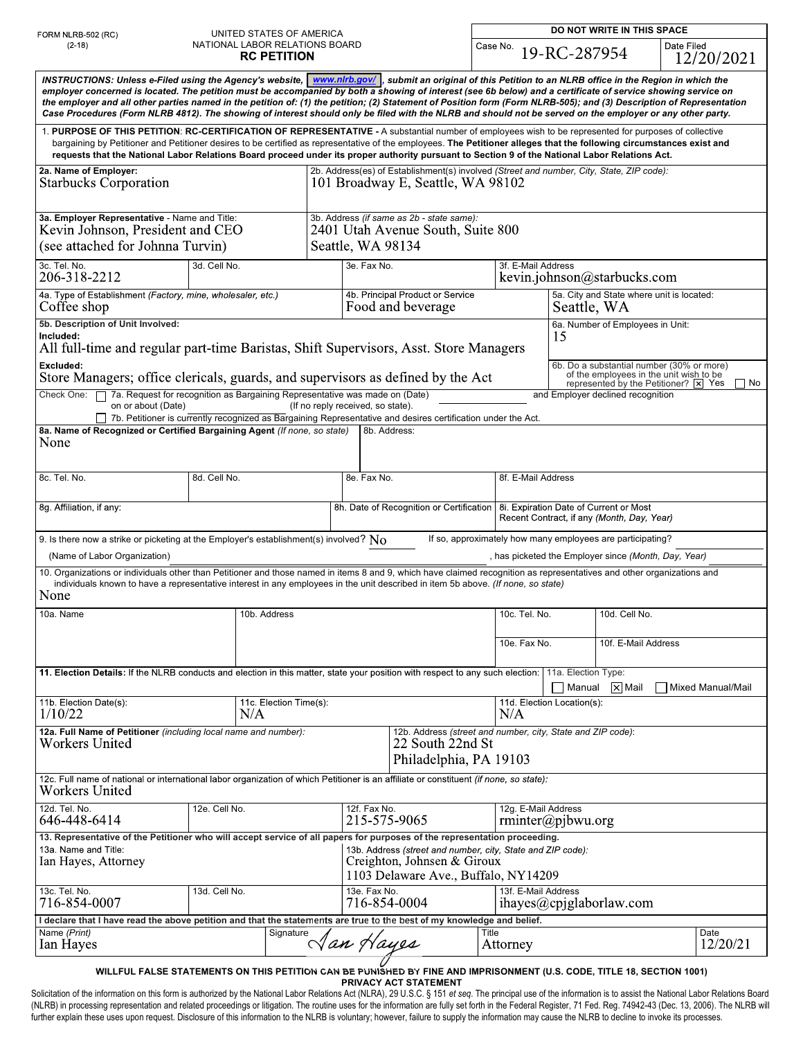FORM NLRB-502 (RC)
(2-18)

UNITED STATES OF AMERICA
NATIONAL LABOR RELATIONS BOARD
**RC PETITION**

| DO NOT WRITE IN THIS SPACE | |
|---|---|
| Case No. 19-RC-287954 | Date Filed 12/20/2021 |

***INSTRUCTIONS: Unless e-Filed using the Agency's website, www.nlrb.gov/, submit an original of this Petition to an NLRB office in the Region in which the employer concerned is located. The petition must be accompanied by both a showing of interest (see 6b below) and a certificate of service showing service on the employer and all other parties named in the petition of: (1) the petition; (2) Statement of Position form (Form NLRB-505); and (3) Description of Representation Case Procedures (Form NLRB 4812). The showing of interest should only be filed with the NLRB and should not be served on the employer or any other party.***

1. **PURPOSE OF THIS PETITION**: **RC-CERTIFICATION OF REPRESENTATIVE -** A substantial number of employees wish to be represented for purposes of collective bargaining by Petitioner and Petitioner desires to be certified as representative of the employees. **The Petitioner alleges that the following circumstances exist and requests that the National Labor Relations Board proceed under its proper authority pursuant to Section 9 of the National Labor Relations Act.**

**2a. Name of Employer:** Starbucks Corporation

2b. Address(es) of Establishment(s) involved *(Street and number, City, State, ZIP code)*: 101 Broadway E, Seattle, WA 98102

**3a. Employer Representative** - Name and Title: Kevin Johnson, President and CEO (see attached for Johnna Turvin)

3b. Address *(if same as 2b - state same)*: 2401 Utah Avenue South, Suite 800 Seattle, WA 98134

| 3c. Tel. No. | 3d. Cell No. | 3e. Fax No. | 3f. E-Mail Address |
|---|---|---|---|
| 206-318-2212 | | | kevin.johnson@starbucks.com |

| 4a. Type of Establishment *(Factory, mine, wholesaler, etc.)* | 4b. Principal Product or Service | 5a. City and State where unit is located: |
|---|---|---|
| Coffee shop | Food and beverage | Seattle, WA |

**5b. Description of Unit Involved:**

**Included:** All full-time and regular part-time Baristas, Shift Supervisors, Asst. Store Managers

**Excluded:** Store Managers; office clericals, guards, and supervisors as defined by the Act

6a. Number of Employees in Unit: 15

6b. Do a substantial number (30% or more) of the employees in the unit wish to be represented by the Petitioner? ☒ Yes ☐ No

Check One: ☐ 7a. Request for recognition as Bargaining Representative was made on (Date) ______ on or about (Date) ______ (If no reply received, so state). ______ and Employer declined recognition

☐ 7b. Petitioner is currently recognized as Bargaining Representative and desires certification under the Act.

**8a. Name of Recognized or Certified Bargaining Agent** *(If none, so state)*: None

8b. Address:

| 8c. Tel. No. | 8d. Cell No. | 8e. Fax No. | 8f. E-Mail Address |
|---|---|---|---|
| | | | |

| 8g. Affiliation, if any: | 8h. Date of Recognition or Certification | 8i. Expiration Date of Current or Most Recent Contract, if any *(Month, Day, Year)* |
|---|---|---|
| | | |

9. Is there now a strike or picketing at the Employer's establishment(s) involved? No If so, approximately how many employees are participating?

(Name of Labor Organization) ______, has picketed the Employer since *(Month, Day, Year)*

10. Organizations or individuals other than Petitioner and those named in items 8 and 9, which have claimed recognition as representatives and other organizations and individuals known to have a representative interest in any employees in the unit described in item 5b above. *(If none, so state)*
None

| 10a. Name | 10b. Address | 10c. Tel. No. | 10d. Cell No. |
|---|---|---|---|
| | | 10e. Fax No. | 10f. E-Mail Address |

**11. Election Details:** If the NLRB conducts and election in this matter, state your position with respect to any such election:

11a. Election Type: ☐ Manual ☒ Mail ☐ Mixed Manual/Mail

| 11b. Election Date(s): | 11c. Election Time(s): | 11d. Election Location(s): |
|---|---|---|
| 1/10/22 | N/A | N/A |

**12a. Full Name of Petitioner** *(including local name and number)*: Workers United

12b. Address *(street and number, city, State and ZIP code)*: 22 South 22nd St Philadelphia, PA 19103

12c. Full name of national or international labor organization of which Petitioner is an affiliate or constituent *(if none, so state)*: Workers United

| 12d. Tel. No. | 12e. Cell No. | 12f. Fax No. | 12g. E-Mail Address |
|---|---|---|---|
| 646-448-6414 | | 215-575-9065 | rminter@pjbwu.org |

**13. Representative of the Petitioner who will accept service of all papers for purposes of the representation proceeding.**

13a. Name and Title: Ian Hayes, Attorney

13b. Address *(street and number, city, State and ZIP code)*: Creighton, Johnsen & Giroux 1103 Delaware Ave., Buffalo, NY14209

| 13c. Tel. No. | 13d. Cell No. | 13e. Fax No. | 13f. E-Mail Address |
|---|---|---|---|
| 716-854-0007 | | 716-854-0004 | ihayes@cpjglaborlaw.com |

**I declare that I have read the above petition and that the statements are true to the best of my knowledge and belief.**

| Name (Print) | Signature | Title | Date |
|---|---|---|---|
| Ian Hayes | Ian Hayes | Attorney | 12/20/21 |

**WILLFUL FALSE STATEMENTS ON THIS PETITION CAN BE PUNISHED BY FINE AND IMPRISONMENT (U.S. CODE, TITLE 18, SECTION 1001)**

**PRIVACY ACT STATEMENT**

Solicitation of the information on this form is authorized by the National Labor Relations Act (NLRA), 29 U.S.C. § 151 *et seq.* The principal use of the information is to assist the National Labor Relations Board (NLRB) in processing representation and related proceedings or litigation. The routine uses for the information are fully set forth in the Federal Register, 71 Fed. Reg. 74942-43 (Dec. 13, 2006). The NLRB will further explain these uses upon request. Disclosure of this information to the NLRB is voluntary; however, failure to supply the information may cause the NLRB to decline to invoke its processes.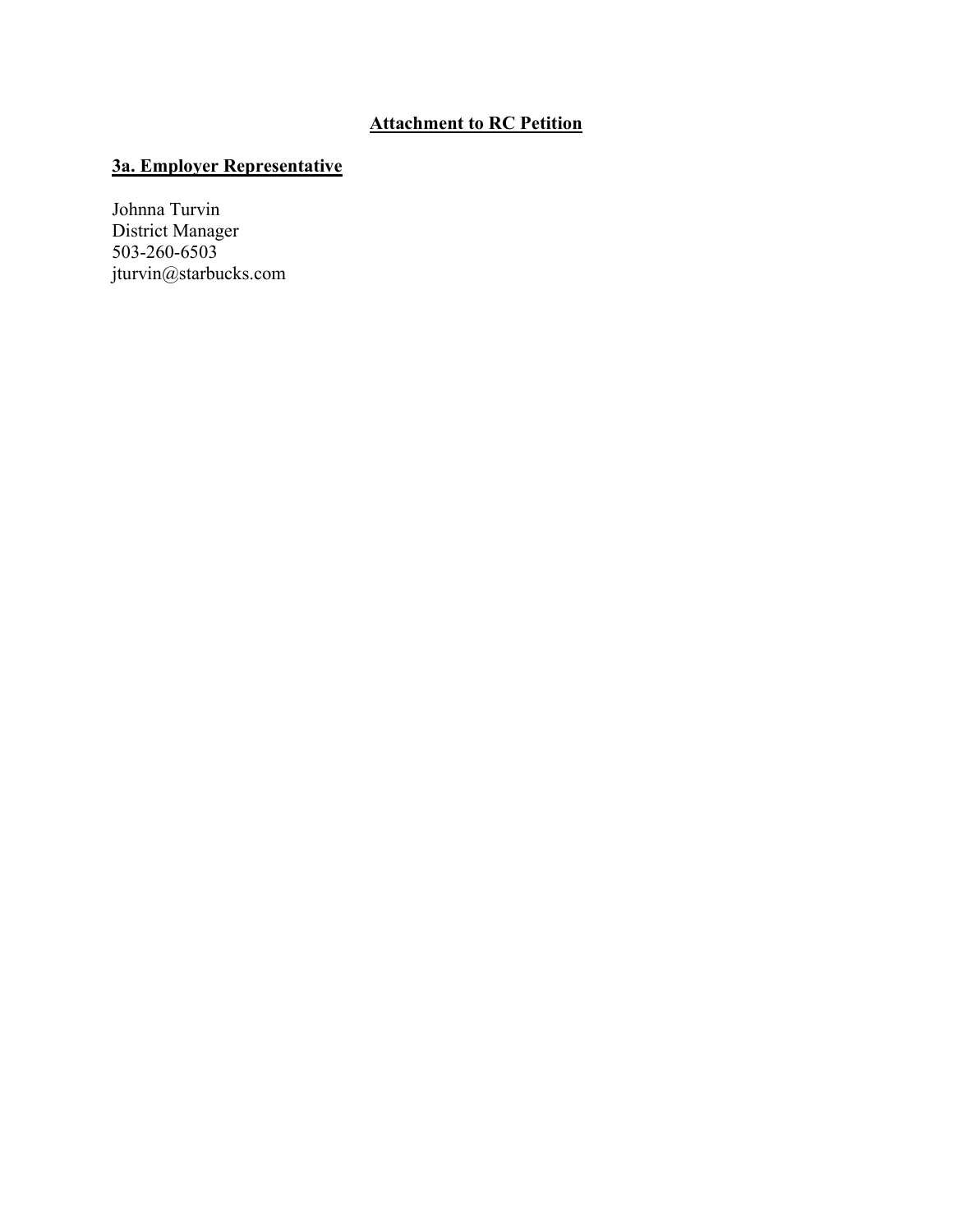# Attachment to RC Petition

## 3a. Employer Representative

Johnna Turvin
District Manager
503-260-6503
jturvin@starbucks.com